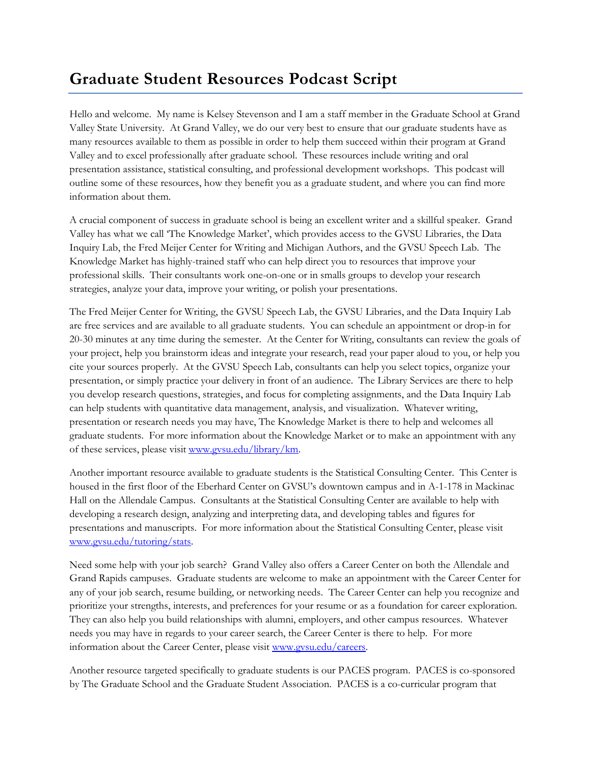# Graduate Student Resources Podcast Script

Hello and welcome. My name is Kelsey Stevenson and I am a staff member in the Graduate School at Grand Valley State University. At Grand Valley, we do our very best to ensure that our graduate students have as many resources available to them as possible in order to help them succeed within their program at Grand Valley and to excel professionally after graduate school. These resources include writing and oral presentation assistance, statistical consulting, and professional development workshops. This podcast will outline some of these resources, how they benefit you as a graduate student, and where you can find more information about them.

A crucial component of success in graduate school is being an excellent writer and a skillful speaker. Grand Valley has what we call 'The Knowledge Market', which provides access to the GVSU Libraries, the Data Inquiry Lab, the Fred Meijer Center for Writing and Michigan Authors, and the GVSU Speech Lab. The Knowledge Market has highly-trained staff who can help direct you to resources that improve your professional skills. Their consultants work one-on-one or in smalls groups to develop your research strategies, analyze your data, improve your writing, or polish your presentations.

The Fred Meijer Center for Writing, the GVSU Speech Lab, the GVSU Libraries, and the Data Inquiry Lab are free services and are available to all graduate students. You can schedule an appointment or drop-in for 20-30 minutes at any time during the semester. At the Center for Writing, consultants can review the goals of your project, help you brainstorm ideas and integrate your research, read your paper aloud to you, or help you cite your sources properly. At the GVSU Speech Lab, consultants can help you select topics, organize your presentation, or simply practice your delivery in front of an audience. The Library Services are there to help you develop research questions, strategies, and focus for completing assignments, and the Data Inquiry Lab can help students with quantitative data management, analysis, and visualization. Whatever writing, presentation or research needs you may have, The Knowledge Market is there to help and welcomes all graduate students. For more information about the Knowledge Market or to make an appointment with any of these services, please visit [www.gvsu.edu/library/km](www.gvsu.edu/library/km).

Another important resource available to graduate students is the Statistical Consulting Center. This Center is housed in the first floor of the Eberhard Center on GVSU's downtown campus and in A-1-178 in Mackinac Hall on the Allendale Campus. Consultants at the Statistical Consulting Center are available to help with developing a research design, analyzing and interpreting data, and developing tables and figures for presentations and manuscripts. For more information about the Statistical Consulting Center, please visit [www.gvsu.edu/tutoring/stats](www.gvsu.edu/tutoring/stats).

Need some help with your job search? Grand Valley also offers a Career Center on both the Allendale and Grand Rapids campuses. Graduate students are welcome to make an appointment with the Career Center for any of your job search, resume building, or networking needs. The Career Center can help you recognize and prioritize your strengths, interests, and preferences for your resume or as a foundation for career exploration. They can also help you build relationships with alumni, employers, and other campus resources. Whatever needs you may have in regards to your career search, the Career Center is there to help. For more information about the Career Center, please visit [www.gvsu.edu/careers](www.gvsu.edu/careers).

Another resource targeted specifically to graduate students is our PACES program. PACES is co-sponsored by The Graduate School and the Graduate Student Association. PACES is a co-curricular program that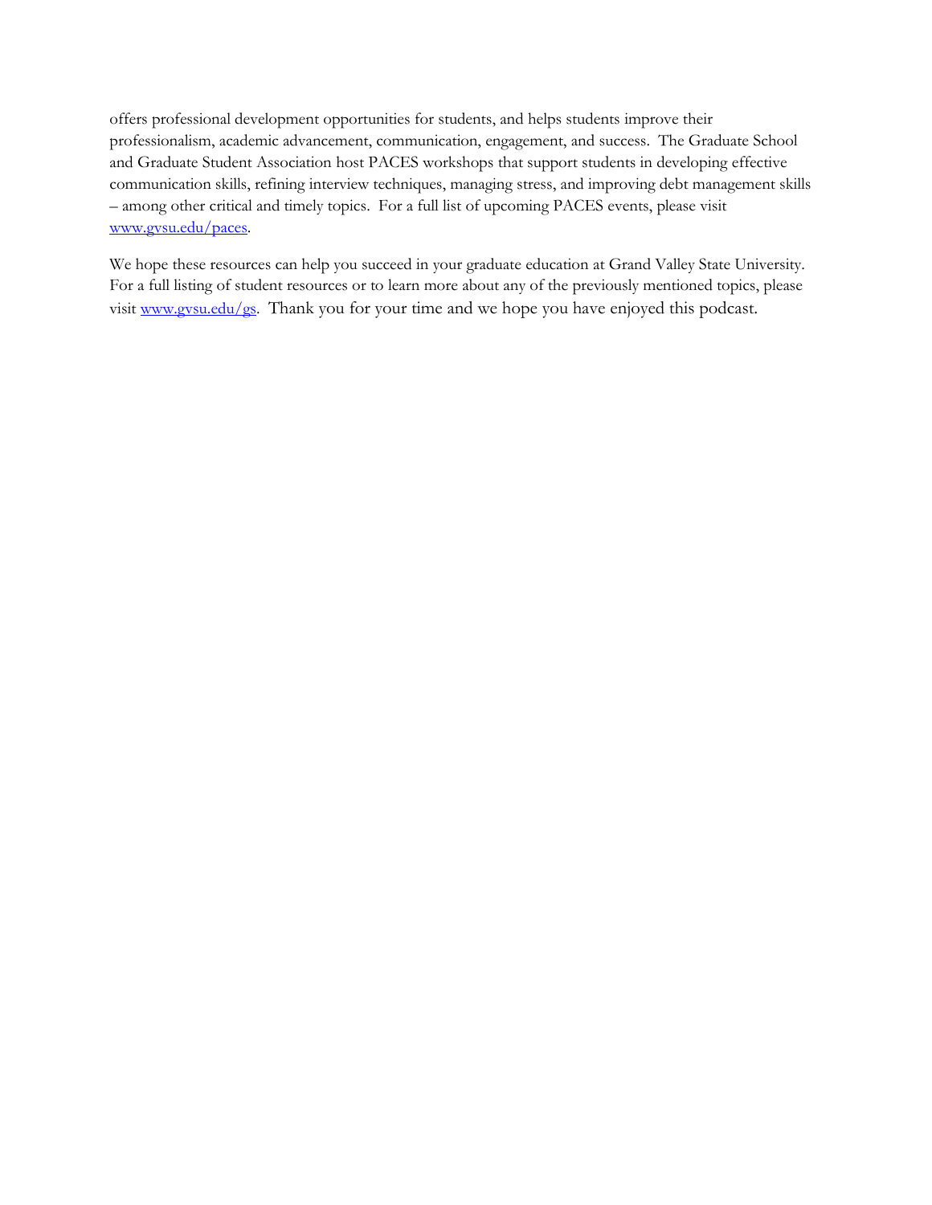offers professional development opportunities for students, and helps students improve their professionalism, academic advancement, communication, engagement, and success. The Graduate School and Graduate Student Association host PACES workshops that support students in developing effective communication skills, refining interview techniques, managing stress, and improving debt management skills – among other critical and timely topics. For a full list of upcoming PACES events, please visit [www.gvsu.edu/paces](www.gvsu.edu/paces).

We hope these resources can help you succeed in your graduate education at Grand Valley State University. For a full listing of student resources or to learn more about any of the previously mentioned topics, please visit [www.gvsu.edu/gs](www.gvsu.edu/gs). Thank you for your time and we hope you have enjoyed this podcast.